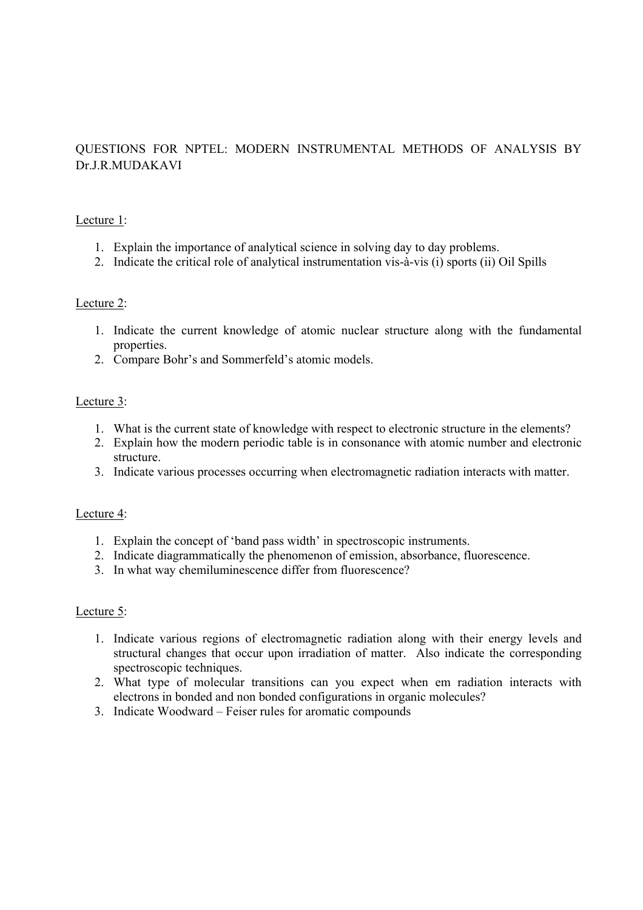QUESTIONS FOR NPTEL: MODERN INSTRUMENTAL METHODS OF ANALYSIS BY Dr.J.R.MUDAKAVI

Lecture 1:

1. Explain the importance of analytical science in solving day to day problems.
2. Indicate the critical role of analytical instrumentation vis-à-vis (i) sports (ii) Oil Spills

Lecture 2:

1. Indicate the current knowledge of atomic nuclear structure along with the fundamental properties.
2. Compare Bohr's and Sommerfeld's atomic models.

Lecture 3:

1. What is the current state of knowledge with respect to electronic structure in the elements?
2. Explain how the modern periodic table is in consonance with atomic number and electronic structure.
3. Indicate various processes occurring when electromagnetic radiation interacts with matter.

Lecture 4:

1. Explain the concept of 'band pass width' in spectroscopic instruments.
2. Indicate diagrammatically the phenomenon of emission, absorbance, fluorescence.
3. In what way chemiluminescence differ from fluorescence?

Lecture 5:

1. Indicate various regions of electromagnetic radiation along with their energy levels and structural changes that occur upon irradiation of matter. Also indicate the corresponding spectroscopic techniques.
2. What type of molecular transitions can you expect when em radiation interacts with electrons in bonded and non bonded configurations in organic molecules?
3. Indicate Woodward – Feiser rules for aromatic compounds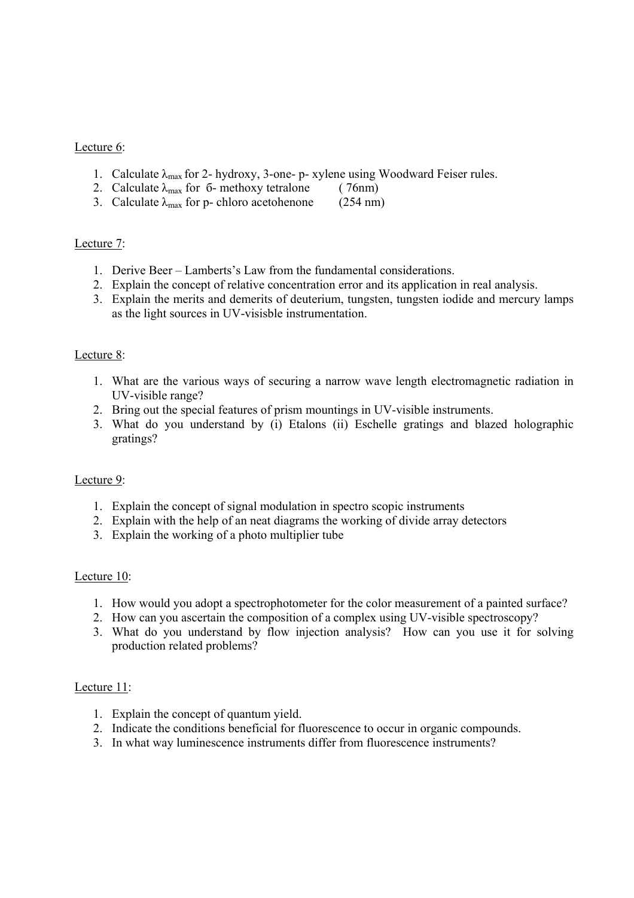Lecture 6:

1. Calculate $\lambda_{max}$ for 2- hydroxy, 3-one- p- xylene using Woodward Feiser rules.
2. Calculate $\lambda_{max}$ for б- methoxy tetralone ( 76nm)
3. Calculate $\lambda_{max}$ for p- chloro acetohenone (254 nm)

Lecture 7:

1. Derive Beer – Lamberts's Law from the fundamental considerations.
2. Explain the concept of relative concentration error and its application in real analysis.
3. Explain the merits and demerits of deuterium, tungsten, tungsten iodide and mercury lamps as the light sources in UV-visisble instrumentation.

Lecture 8:

1. What are the various ways of securing a narrow wave length electromagnetic radiation in UV-visible range?
2. Bring out the special features of prism mountings in UV-visible instruments.
3. What do you understand by (i) Etalons (ii) Eschelle gratings and blazed holographic gratings?

Lecture 9:

1. Explain the concept of signal modulation in spectro scopic instruments
2. Explain with the help of an neat diagrams the working of divide array detectors
3. Explain the working of a photo multiplier tube

Lecture 10:

1. How would you adopt a spectrophotometer for the color measurement of a painted surface?
2. How can you ascertain the composition of a complex using UV-visible spectroscopy?
3. What do you understand by flow injection analysis? How can you use it for solving production related problems?

Lecture 11:

1. Explain the concept of quantum yield.
2. Indicate the conditions beneficial for fluorescence to occur in organic compounds.
3. In what way luminescence instruments differ from fluorescence instruments?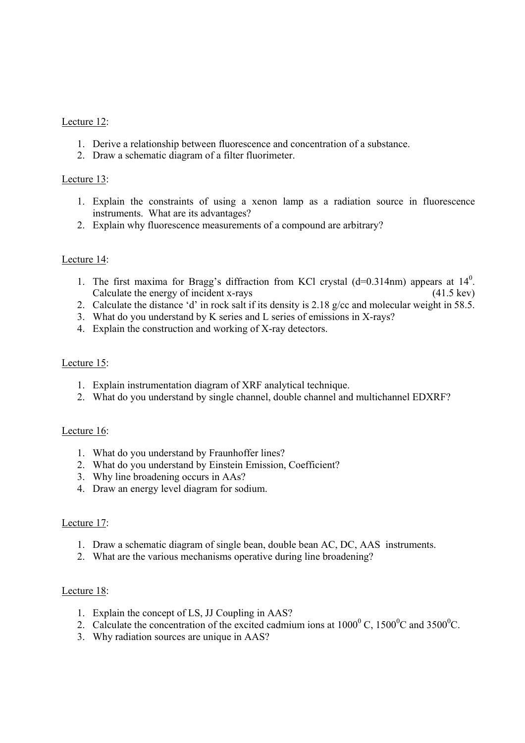Lecture 12:

1. Derive a relationship between fluorescence and concentration of a substance.
2. Draw a schematic diagram of a filter fluorimeter.

Lecture 13:

1. Explain the constraints of using a xenon lamp as a radiation source in fluorescence instruments. What are its advantages?
2. Explain why fluorescence measurements of a compound are arbitrary?

Lecture 14:

1. The first maxima for Bragg's diffraction from KCl crystal (d=0.314nm) appears at $14^0$. Calculate the energy of incident x-rays (41.5 kev)
2. Calculate the distance 'd' in rock salt if its density is 2.18 g/cc and molecular weight in 58.5.
3. What do you understand by K series and L series of emissions in X-rays?
4. Explain the construction and working of X-ray detectors.

Lecture 15:

1. Explain instrumentation diagram of XRF analytical technique.
2. What do you understand by single channel, double channel and multichannel EDXRF?

Lecture 16:

1. What do you understand by Fraunhoffer lines?
2. What do you understand by Einstein Emission, Coefficient?
3. Why line broadening occurs in AAs?
4. Draw an energy level diagram for sodium.

Lecture 17:

1. Draw a schematic diagram of single bean, double bean AC, DC, AAS instruments.
2. What are the various mechanisms operative during line broadening?

Lecture 18:

1. Explain the concept of LS, JJ Coupling in AAS?
2. Calculate the concentration of the excited cadmium ions at $1000^0$ C, $1500^0$C and $3500^0$C.
3. Why radiation sources are unique in AAS?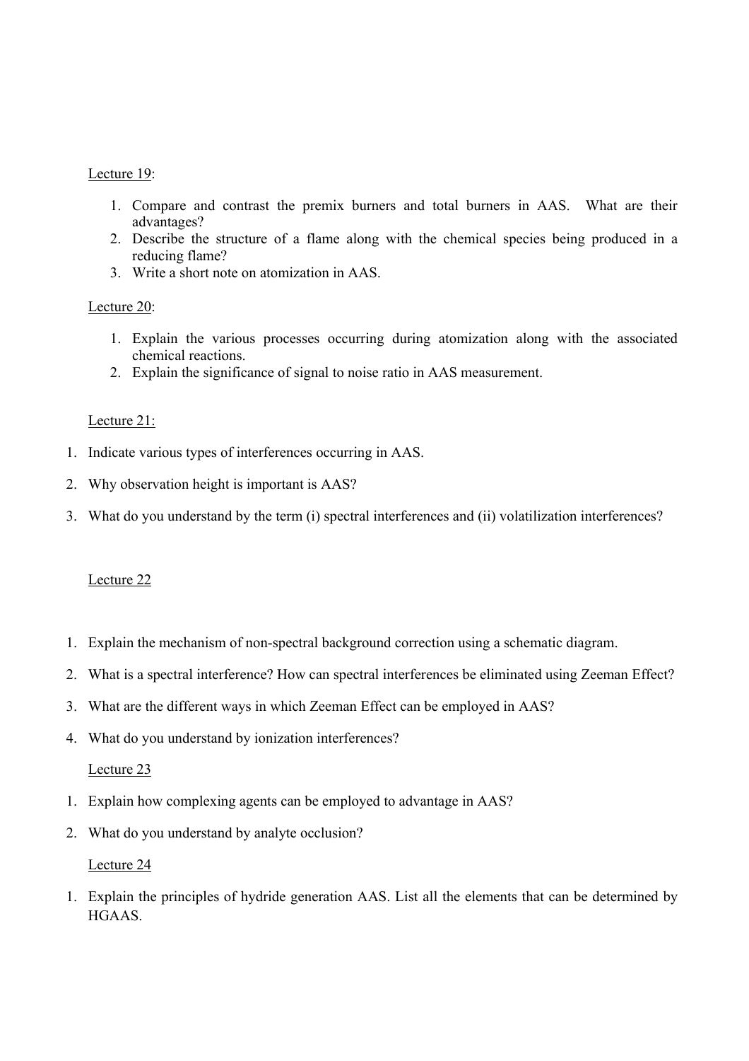Lecture 19:

1. Compare and contrast the premix burners and total burners in AAS. What are their advantages?
2. Describe the structure of a flame along with the chemical species being produced in a reducing flame?
3. Write a short note on atomization in AAS.

Lecture 20:

1. Explain the various processes occurring during atomization along with the associated chemical reactions.
2. Explain the significance of signal to noise ratio in AAS measurement.

Lecture 21:

1. Indicate various types of interferences occurring in AAS.
2. Why observation height is important is AAS?
3. What do you understand by the term (i) spectral interferences and (ii) volatilization interferences?

Lecture 22

1. Explain the mechanism of non-spectral background correction using a schematic diagram.
2. What is a spectral interference? How can spectral interferences be eliminated using Zeeman Effect?
3. What are the different ways in which Zeeman Effect can be employed in AAS?
4. What do you understand by ionization interferences?

Lecture 23

1. Explain how complexing agents can be employed to advantage in AAS?
2. What do you understand by analyte occlusion?

Lecture 24

1. Explain the principles of hydride generation AAS. List all the elements that can be determined by HGAAS.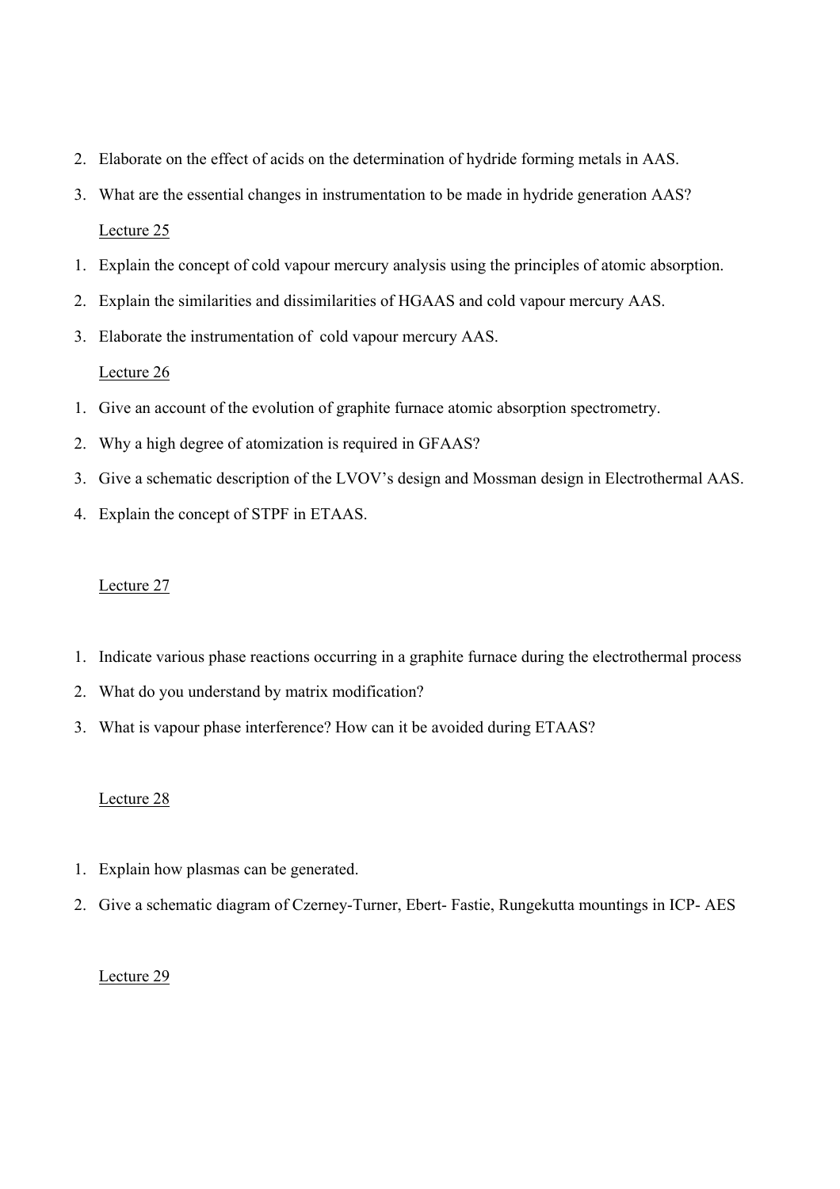2. Elaborate on the effect of acids on the determination of hydride forming metals in AAS.
3. What are the essential changes in instrumentation to be made in hydride generation AAS?

<u>Lecture 25</u>

1. Explain the concept of cold vapour mercury analysis using the principles of atomic absorption.
2. Explain the similarities and dissimilarities of HGAAS and cold vapour mercury AAS.
3. Elaborate the instrumentation of cold vapour mercury AAS.

<u>Lecture 26</u>

1. Give an account of the evolution of graphite furnace atomic absorption spectrometry.
2. Why a high degree of atomization is required in GFAAS?
3. Give a schematic description of the LVOV's design and Mossman design in Electrothermal AAS.
4. Explain the concept of STPF in ETAAS.

<u>Lecture 27</u>

1. Indicate various phase reactions occurring in a graphite furnace during the electrothermal process
2. What do you understand by matrix modification?
3. What is vapour phase interference? How can it be avoided during ETAAS?

<u>Lecture 28</u>

1. Explain how plasmas can be generated.
2. Give a schematic diagram of Czerney-Turner, Ebert- Fastie, Rungekutta mountings in ICP- AES

<u>Lecture 29</u>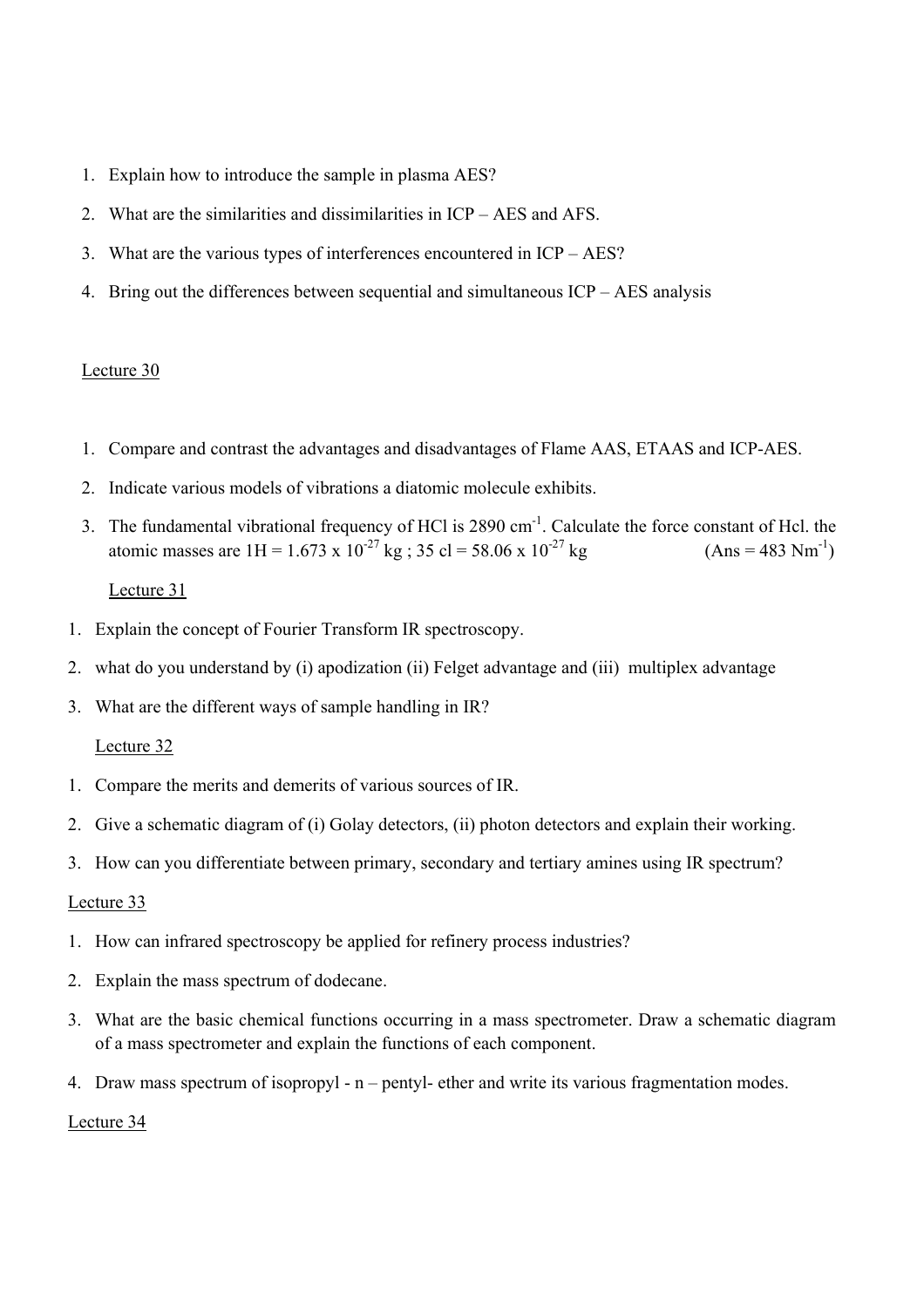1. Explain how to introduce the sample in plasma AES?
2. What are the similarities and dissimilarities in ICP – AES and AFS.
3. What are the various types of interferences encountered in ICP – AES?
4. Bring out the differences between sequential and simultaneous ICP – AES analysis

Lecture 30

1. Compare and contrast the advantages and disadvantages of Flame AAS, ETAAS and ICP-AES.
2. Indicate various models of vibrations a diatomic molecule exhibits.
3. The fundamental vibrational frequency of HCl is 2890 $cm^{-1}$. Calculate the force constant of Hcl. the atomic masses are 1H = $1.673 \times 10^{-27}$ kg ; 35 cl = $58.06 \times 10^{-27}$ kg (Ans = 483 $Nm^{-1}$)

Lecture 31

1. Explain the concept of Fourier Transform IR spectroscopy.
2. what do you understand by (i) apodization (ii) Felget advantage and (iii) multiplex advantage
3. What are the different ways of sample handling in IR?

Lecture 32

1. Compare the merits and demerits of various sources of IR.
2. Give a schematic diagram of (i) Golay detectors, (ii) photon detectors and explain their working.
3. How can you differentiate between primary, secondary and tertiary amines using IR spectrum?

Lecture 33

1. How can infrared spectroscopy be applied for refinery process industries?
2. Explain the mass spectrum of dodecane.
3. What are the basic chemical functions occurring in a mass spectrometer. Draw a schematic diagram of a mass spectrometer and explain the functions of each component.
4. Draw mass spectrum of isopropyl - n – pentyl- ether and write its various fragmentation modes.

Lecture 34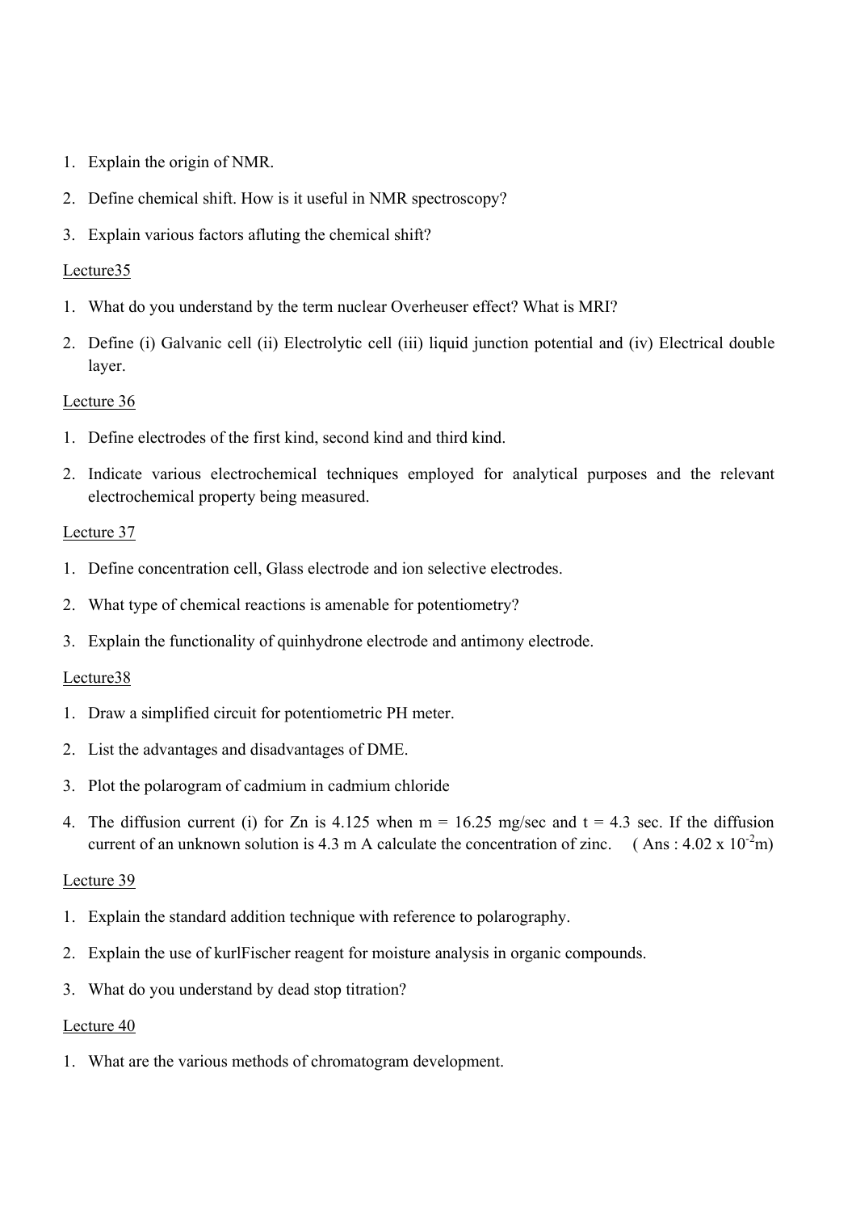1. Explain the origin of NMR.
2. Define chemical shift. How is it useful in NMR spectroscopy?
3. Explain various factors afluting the chemical shift?

Lecture35

1. What do you understand by the term nuclear Overheuser effect? What is MRI?
2. Define (i) Galvanic cell (ii) Electrolytic cell (iii) liquid junction potential and (iv) Electrical double layer.

Lecture 36

1. Define electrodes of the first kind, second kind and third kind.
2. Indicate various electrochemical techniques employed for analytical purposes and the relevant electrochemical property being measured.

Lecture 37

1. Define concentration cell, Glass electrode and ion selective electrodes.
2. What type of chemical reactions is amenable for potentiometry?
3. Explain the functionality of quinhydrone electrode and antimony electrode.

Lecture38

1. Draw a simplified circuit for potentiometric PH meter.
2. List the advantages and disadvantages of DME.
3. Plot the polarogram of cadmium in cadmium chloride
4. The diffusion current (i) for Zn is 4.125 when m = 16.25 mg/sec and t = 4.3 sec. If the diffusion current of an unknown solution is 4.3 m A calculate the concentration of zinc. ( Ans : $4.02 \times 10^{-2}$m)

Lecture 39

1. Explain the standard addition technique with reference to polarography.
2. Explain the use of kurlFischer reagent for moisture analysis in organic compounds.
3. What do you understand by dead stop titration?

Lecture 40

1. What are the various methods of chromatogram development.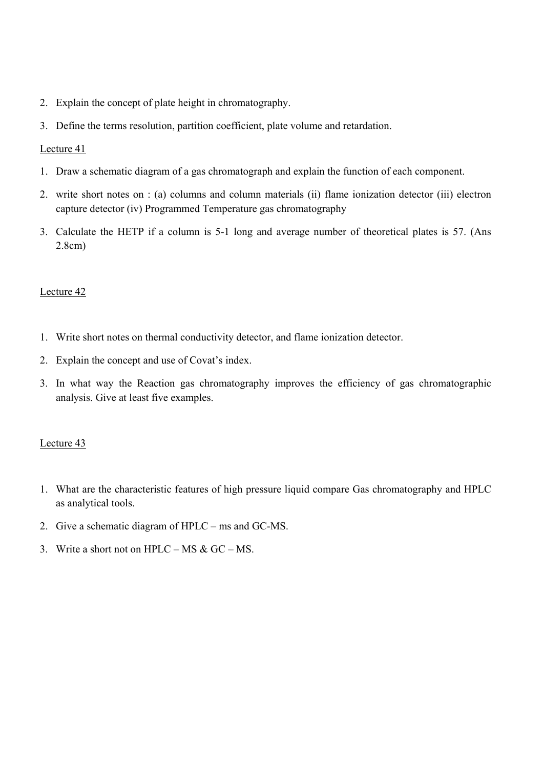2. Explain the concept of plate height in chromatography.
3. Define the terms resolution, partition coefficient, plate volume and retardation.

Lecture 41

1. Draw a schematic diagram of a gas chromatograph and explain the function of each component.
2. write short notes on : (a) columns and column materials (ii) flame ionization detector (iii) electron capture detector (iv) Programmed Temperature gas chromatography
3. Calculate the HETP if a column is 5-1 long and average number of theoretical plates is 57. (Ans 2.8cm)

Lecture 42

1. Write short notes on thermal conductivity detector, and flame ionization detector.
2. Explain the concept and use of Covat's index.
3. In what way the Reaction gas chromatography improves the efficiency of gas chromatographic analysis. Give at least five examples.

Lecture 43

1. What are the characteristic features of high pressure liquid compare Gas chromatography and HPLC as analytical tools.
2. Give a schematic diagram of HPLC – ms and GC-MS.
3. Write a short not on HPLC – MS & GC – MS.